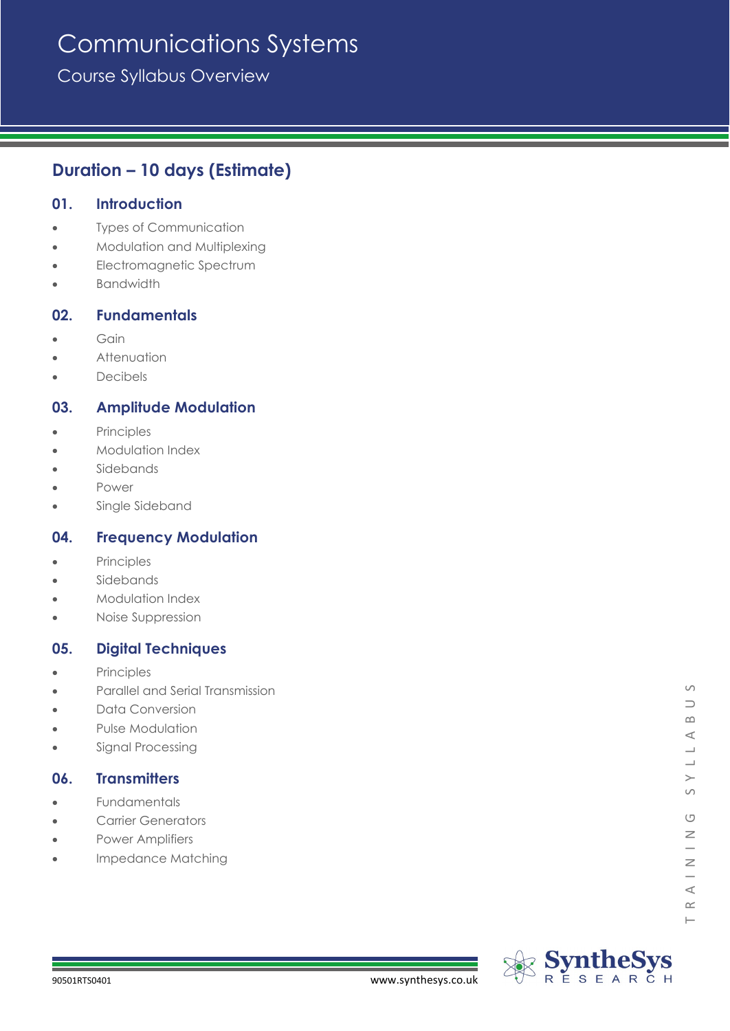# Communications Systems

## Course Syllabus Overview

## Duration – 10 days (Estimate)

### 01. Introduction

- Types of Communication
- Modulation and Multiplexing
- Electromagnetic Spectrum
- Bandwidth

### 02. Fundamentals

- Gain
- Attenuation
- Decibels

### 03. Amplitude Modulation

- Principles
- Modulation Index
- Sidebands
- Power
- Single Sideband

### 04. Frequency Modulation

- Principles
- Sidebands
- Modulation Index
- Noise Suppression

### 05. Digital Techniques

- Principles
- Parallel and Serial Transmission
- Data Conversion
- Pulse Modulation
- Signal Processing

### 06. Transmitters

- Fundamentals
- Carrier Generators
- Power Amplifiers
- Impedance Matching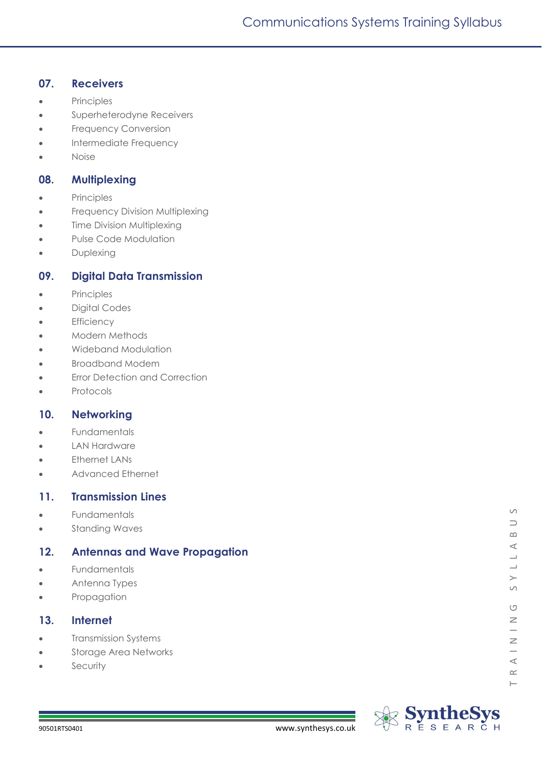## 07. Receivers

- Principles
- Superheterodyne Receivers
- Frequency Conversion
- Intermediate Frequency
- Noise

## 08. Multiplexing

- Principles
- Frequency Division Multiplexing
- Time Division Multiplexing
- Pulse Code Modulation
- Duplexing

## 09. Digital Data Transmission

- Principles
- Digital Codes
- Efficiency
- Modern Methods
- Wideband Modulation
- Broadband Modem
- Error Detection and Correction
- Protocols

## 10. Networking

- Fundamentals
- LAN Hardware
- Ethernet LANs
- Advanced Ethernet

## 11. Transmission Lines

- Fundamentals
- Standing Waves

## 12. Antennas and Wave Propagation

- Fundamentals
- Antenna Types
- Propagation

## 13. Internet

- Transmission Systems
- Storage Area Networks
- Security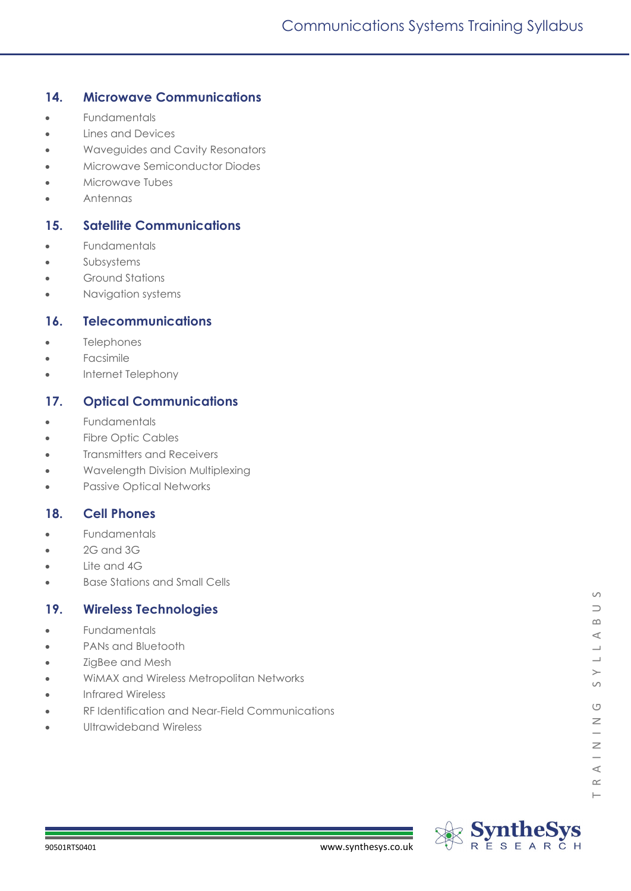## 14. Microwave Communications

- Fundamentals
- Lines and Devices
- Waveguides and Cavity Resonators
- Microwave Semiconductor Diodes
- Microwave Tubes
- Antennas

## 15. Satellite Communications

- Fundamentals
- Subsystems
- Ground Stations
- Navigation systems

## 16. Telecommunications

- Telephones
- Facsimile
- Internet Telephony

## 17. Optical Communications

- Fundamentals
- Fibre Optic Cables
- Transmitters and Receivers
- Wavelength Division Multiplexing
- Passive Optical Networks

## 18. Cell Phones

- Fundamentals
- 2G and 3G
- Lite and 4G
- Base Stations and Small Cells

## 19. Wireless Technologies

- Fundamentals
- PANs and Bluetooth
- ZigBee and Mesh
- WiMAX and Wireless Metropolitan Networks
- Infrared Wireless
- RF Identification and Near-Field Communications
- Ultrawideband Wireless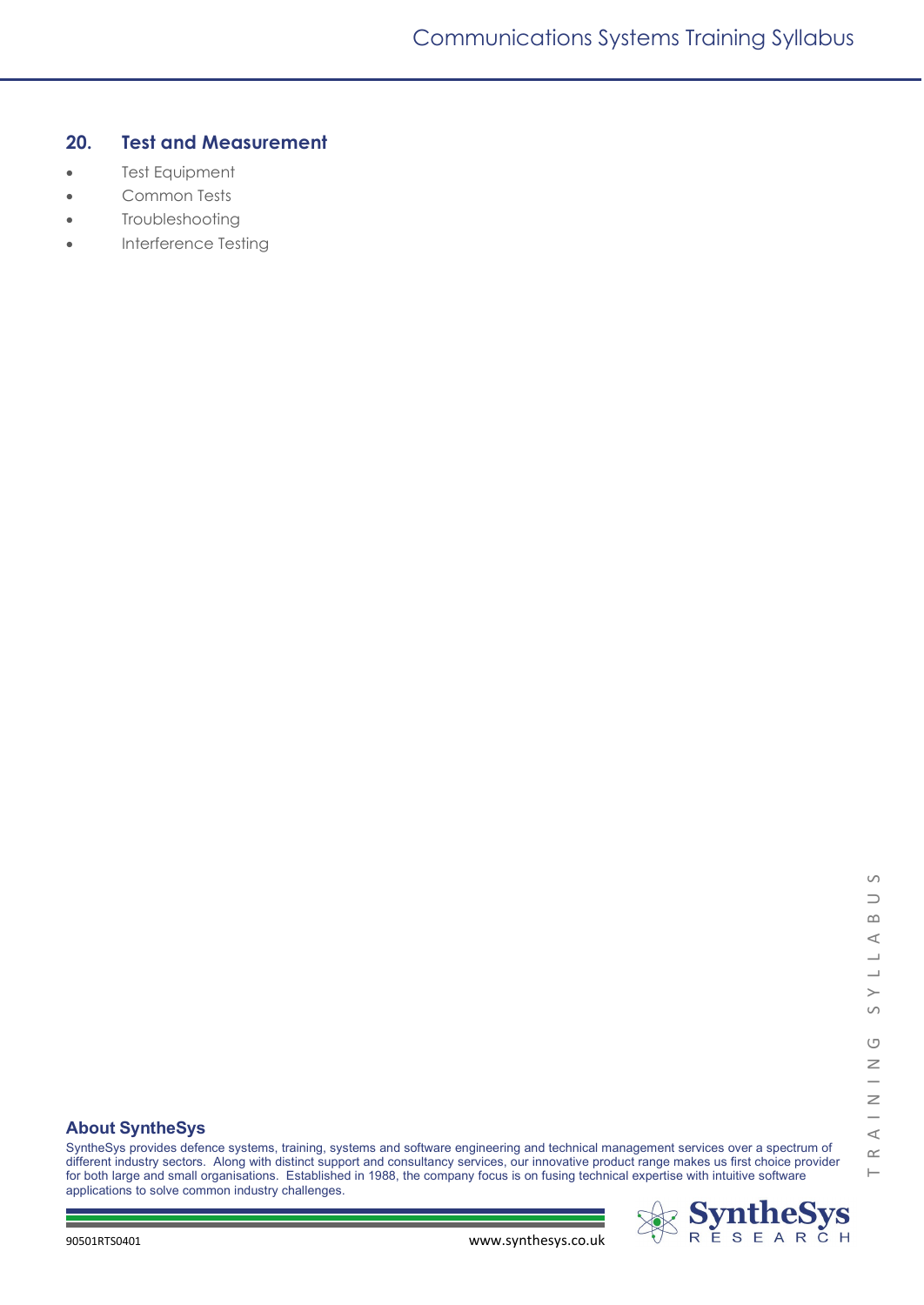## 20. Test and Measurement

- Test Equipment
- Common Tests
- Troubleshooting
- Interference Testing

### About SyntheSys

SyntheSys provides defence systems, training, systems and software engineering and technical management services over a spectrum of different industry sectors. Along with distinct support and consultancy services, our innovative product range makes us first choice provider for both large and small organisations. Established in 1988, the company focus is on fusing technical expertise with intuitive software applications to solve common industry challenges.

90501RTS0401

www.synthesys.co.uk